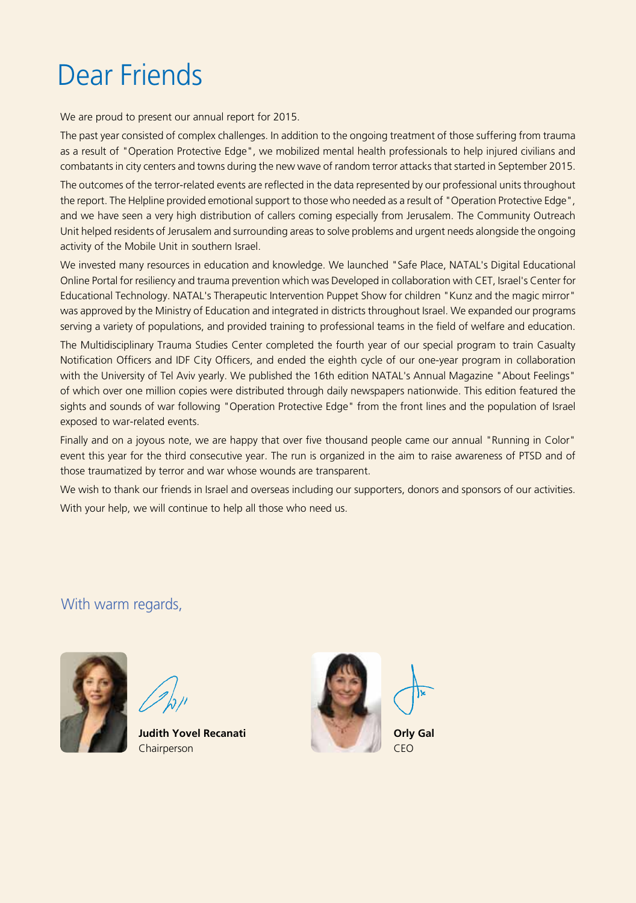# Dear Friends

We are proud to present our annual report for 2015.

The past year consisted of complex challenges. In addition to the ongoing treatment of those suffering from trauma as a result of "Operation Protective Edge", we mobilized mental health professionals to help injured civilians and combatants in city centers and towns during the new wave of random terror attacks that started in September 2015.

The outcomes of the terror-related events are reflected in the data represented by our professional units throughout the report. The Helpline provided emotional support to those who needed as a result of "Operation Protective Edge", and we have seen a very high distribution of callers coming especially from Jerusalem. The Community Outreach Unit helped residents of Jerusalem and surrounding areas to solve problems and urgent needs alongside the ongoing activity of the Mobile Unit in southern Israel.

We invested many resources in education and knowledge. We launched "Safe Place, NATAL's Digital Educational Online Portal for resiliency and trauma prevention which was Developed in collaboration with CET, Israel's Center for Educational Technology. NATAL's Therapeutic Intervention Puppet Show for children "Kunz and the magic mirror" was approved by the Ministry of Education and integrated in districts throughout Israel. We expanded our programs serving a variety of populations, and provided training to professional teams in the field of welfare and education.

The Multidisciplinary Trauma Studies Center completed the fourth year of our special program to train Casualty Notification Officers and IDF City Officers, and ended the eighth cycle of our one-year program in collaboration with the University of Tel Aviv yearly. We published the 16th edition NATAL's Annual Magazine "About Feelings" of which over one million copies were distributed through daily newspapers nationwide. This edition featured the sights and sounds of war following "Operation Protective Edge" from the front lines and the population of Israel exposed to war-related events.

Finally and on a joyous note, we are happy that over five thousand people came our annual "Running in Color" event this year for the third consecutive year. The run is organized in the aim to raise awareness of PTSD and of those traumatized by terror and war whose wounds are transparent.

We wish to thank our friends in Israel and overseas including our supporters, donors and sponsors of our activities.

With your help, we will continue to help all those who need us.

With warm regards,

**Judith Yovel Recanati**
Chairperson

**Orly Gal**
CEO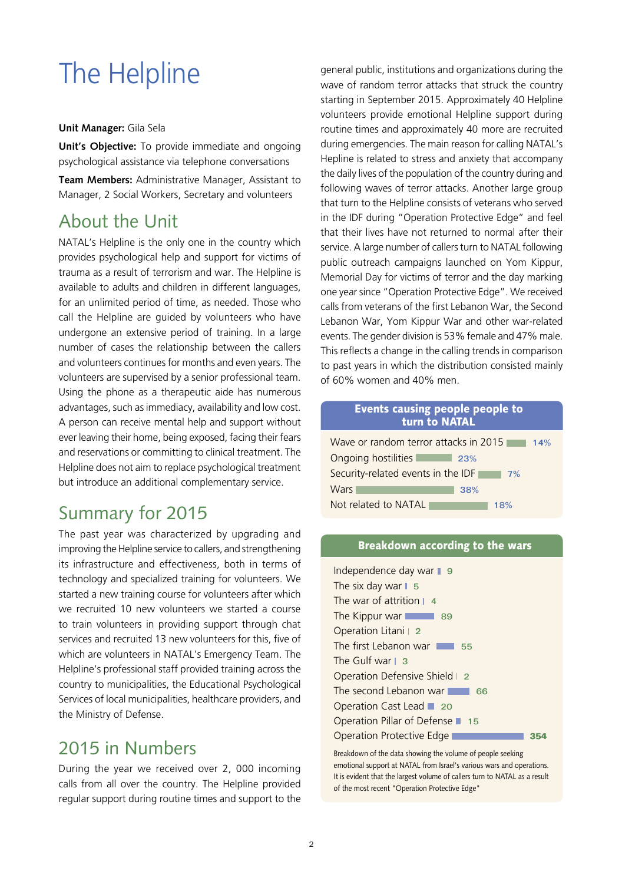# The Helpline

**Unit Manager:** Gila Sela

**Unit's Objective:** To provide immediate and ongoing psychological assistance via telephone conversations

**Team Members:** Administrative Manager, Assistant to Manager, 2 Social Workers, Secretary and volunteers

## About the Unit

NATAL's Helpline is the only one in the country which provides psychological help and support for victims of trauma as a result of terrorism and war. The Helpline is available to adults and children in different languages, for an unlimited period of time, as needed. Those who call the Helpline are guided by volunteers who have undergone an extensive period of training. In a large number of cases the relationship between the callers and volunteers continues for months and even years. The volunteers are supervised by a senior professional team. Using the phone as a therapeutic aide has numerous advantages, such as immediacy, availability and low cost. A person can receive mental help and support without ever leaving their home, being exposed, facing their fears and reservations or committing to clinical treatment. The Helpline does not aim to replace psychological treatment but introduce an additional complementary service.

## Summary for 2015

The past year was characterized by upgrading and improving the Helpline service to callers, and strengthening its infrastructure and effectiveness, both in terms of technology and specialized training for volunteers. We started a new training course for volunteers after which we recruited 10 new volunteers we started a course to train volunteers in providing support through chat services and recruited 13 new volunteers for this, five of which are volunteers in NATAL's Emergency Team. The Helpline's professional staff provided training across the country to municipalities, the Educational Psychological Services of local municipalities, healthcare providers, and the Ministry of Defense.

## 2015 in Numbers

During the year we received over 2, 000 incoming calls from all over the country. The Helpline provided regular support during routine times and support to the general public, institutions and organizations during the wave of random terror attacks that struck the country starting in September 2015. Approximately 40 Helpline volunteers provide emotional Helpline support during routine times and approximately 40 more are recruited during emergencies. The main reason for calling NATAL's Hepline is related to stress and anxiety that accompany the daily lives of the population of the country during and following waves of terror attacks. Another large group that turn to the Helpline consists of veterans who served in the IDF during "Operation Protective Edge" and feel that their lives have not returned to normal after their service. A large number of callers turn to NATAL following public outreach campaigns launched on Yom Kippur, Memorial Day for victims of terror and the day marking one year since "Operation Protective Edge". We received calls from veterans of the first Lebanon War, the Second Lebanon War, Yom Kippur War and other war-related events. The gender division is 53% female and 47% male. This reflects a change in the calling trends in comparison to past years in which the distribution consisted mainly of 60% women and 40% men.

**Events causing people people to turn to NATAL**

| Event | % |
|---|---|
| Wave or random terror attacks in 2015 | 14% |
| Ongoing hostilities | 23% |
| Security-related events in the IDF | 7% |
| Wars | 38% |
| Not related to NATAL | 18% |

**Breakdown according to the wars**

| War | Number |
|---|---|
| Independence day war | 9 |
| The six day war | 5 |
| The war of attrition | 4 |
| The Kippur war | 89 |
| Operation Litani | 2 |
| The first Lebanon war | 55 |
| The Gulf war | 3 |
| Operation Defensive Shield | 2 |
| The second Lebanon war | 66 |
| Operation Cast Lead | 20 |
| Operation Pillar of Defense | 15 |
| Operation Protective Edge | 354 |

Breakdown of the data showing the volume of people seeking emotional support at NATAL from Israel's various wars and operations. It is evident that the largest volume of callers turn to NATAL as a result of the most recent "Operation Protective Edge"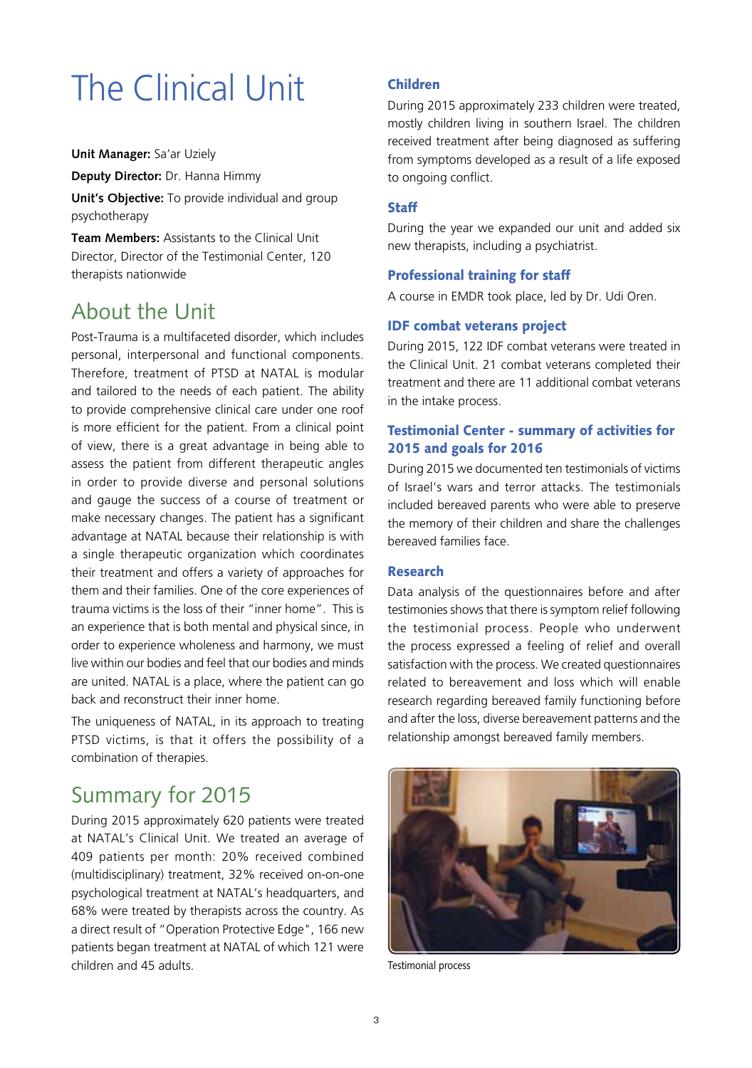# The Clinical Unit

**Unit Manager:** Sa'ar Uziely

**Deputy Director:** Dr. Hanna Himmy

**Unit's Objective:** To provide individual and group psychotherapy

**Team Members:** Assistants to the Clinical Unit Director, Director of the Testimonial Center, 120 therapists nationwide

## About the Unit

Post-Trauma is a multifaceted disorder, which includes personal, interpersonal and functional components. Therefore, treatment of PTSD at NATAL is modular and tailored to the needs of each patient. The ability to provide comprehensive clinical care under one roof is more efficient for the patient. From a clinical point of view, there is a great advantage in being able to assess the patient from different therapeutic angles in order to provide diverse and personal solutions and gauge the success of a course of treatment or make necessary changes. The patient has a significant advantage at NATAL because their relationship is with a single therapeutic organization which coordinates their treatment and offers a variety of approaches for them and their families. One of the core experiences of trauma victims is the loss of their "inner home". This is an experience that is both mental and physical since, in order to experience wholeness and harmony, we must live within our bodies and feel that our bodies and minds are united. NATAL is a place, where the patient can go back and reconstruct their inner home.

The uniqueness of NATAL, in its approach to treating PTSD victims, is that it offers the possibility of a combination of therapies.

## Summary for 2015

During 2015 approximately 620 patients were treated at NATAL's Clinical Unit. We treated an average of 409 patients per month: 20% received combined (multidisciplinary) treatment, 32% received on-on-one psychological treatment at NATAL's headquarters, and 68% were treated by therapists across the country. As a direct result of "Operation Protective Edge", 166 new patients began treatment at NATAL of which 121 were children and 45 adults.

### Children

During 2015 approximately 233 children were treated, mostly children living in southern Israel. The children received treatment after being diagnosed as suffering from symptoms developed as a result of a life exposed to ongoing conflict.

### Staff

During the year we expanded our unit and added six new therapists, including a psychiatrist.

### Professional training for staff

A course in EMDR took place, led by Dr. Udi Oren.

### IDF combat veterans project

During 2015, 122 IDF combat veterans were treated in the Clinical Unit. 21 combat veterans completed their treatment and there are 11 additional combat veterans in the intake process.

### Testimonial Center - summary of activities for 2015 and goals for 2016

During 2015 we documented ten testimonials of victims of Israel's wars and terror attacks. The testimonials included bereaved parents who were able to preserve the memory of their children and share the challenges bereaved families face.

### Research

Data analysis of the questionnaires before and after testimonies shows that there is symptom relief following the testimonial process. People who underwent the process expressed a feeling of relief and overall satisfaction with the process. We created questionnaires related to bereavement and loss which will enable research regarding bereaved family functioning before and after the loss, diverse bereavement patterns and the relationship amongst bereaved family members.

Testimonial process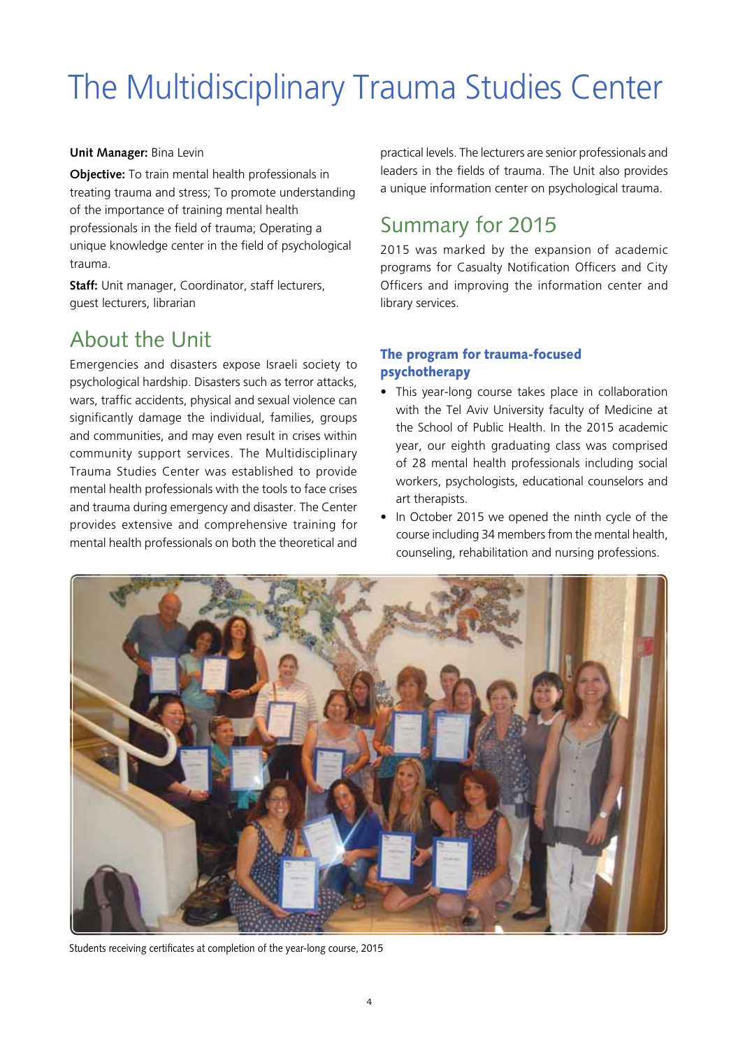# The Multidisciplinary Trauma Studies Center

**Unit Manager:** Bina Levin

**Objective:** To train mental health professionals in treating trauma and stress; To promote understanding of the importance of training mental health professionals in the field of trauma; Operating a unique knowledge center in the field of psychological trauma.

**Staff:** Unit manager, Coordinator, staff lecturers, guest lecturers, librarian

## About the Unit

Emergencies and disasters expose Israeli society to psychological hardship. Disasters such as terror attacks, wars, traffic accidents, physical and sexual violence can significantly damage the individual, families, groups and communities, and may even result in crises within community support services. The Multidisciplinary Trauma Studies Center was established to provide mental health professionals with the tools to face crises and trauma during emergency and disaster. The Center provides extensive and comprehensive training for mental health professionals on both the theoretical and practical levels. The lecturers are senior professionals and leaders in the fields of trauma. The Unit also provides a unique information center on psychological trauma.

## Summary for 2015

2015 was marked by the expansion of academic programs for Casualty Notification Officers and City Officers and improving the information center and library services.

### The program for trauma-focused psychotherapy

- This year-long course takes place in collaboration with the Tel Aviv University faculty of Medicine at the School of Public Health. In the 2015 academic year, our eighth graduating class was comprised of 28 mental health professionals including social workers, psychologists, educational counselors and art therapists.
- In October 2015 we opened the ninth cycle of the course including 34 members from the mental health, counseling, rehabilitation and nursing professions.

Students receiving certificates at completion of the year-long course, 2015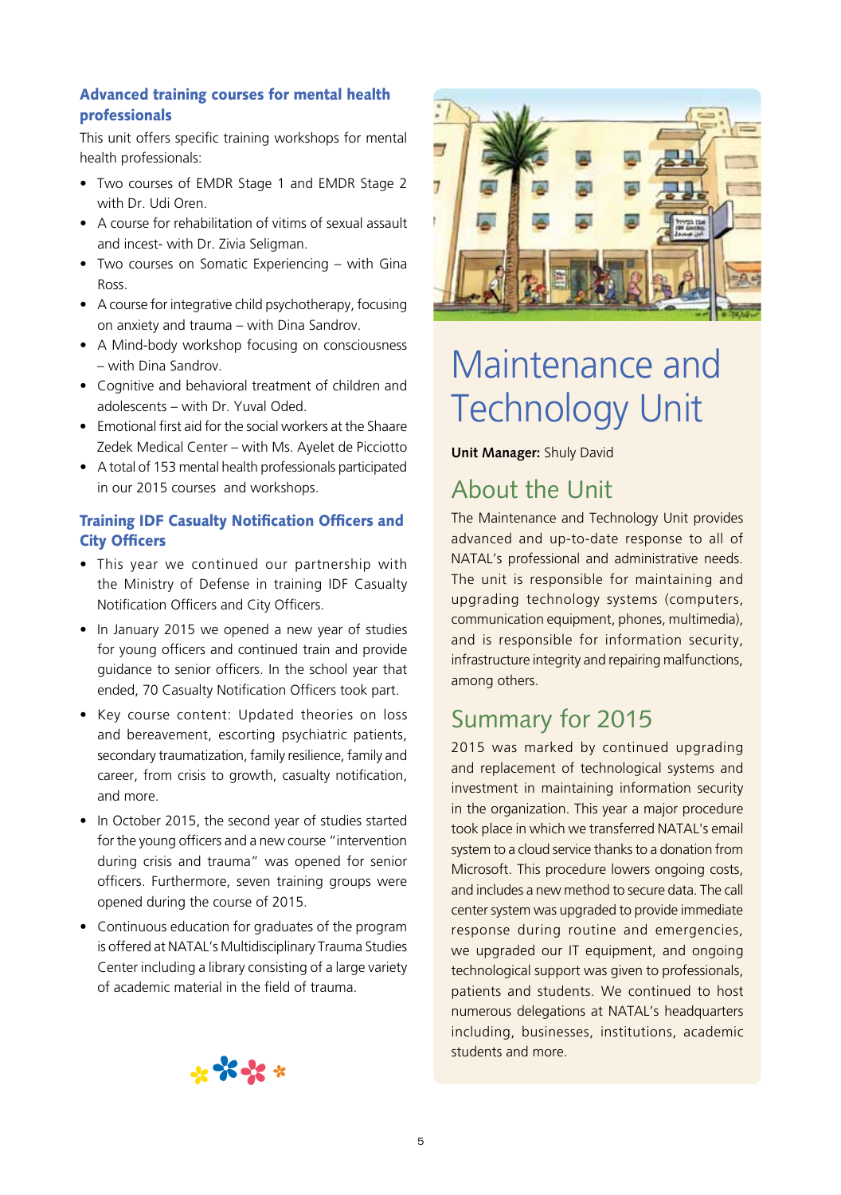### Advanced training courses for mental health professionals

This unit offers specific training workshops for mental health professionals:

- Two courses of EMDR Stage 1 and EMDR Stage 2 with Dr. Udi Oren.
- A course for rehabilitation of vitims of sexual assault and incest- with Dr. Zivia Seligman.
- Two courses on Somatic Experiencing – with Gina Ross.
- A course for integrative child psychotherapy, focusing on anxiety and trauma – with Dina Sandrov.
- A Mind-body workshop focusing on consciousness – with Dina Sandrov.
- Cognitive and behavioral treatment of children and adolescents – with Dr. Yuval Oded.
- Emotional first aid for the social workers at the Shaare Zedek Medical Center – with Ms. Ayelet de Picciotto
- A total of 153 mental health professionals participated in our 2015 courses and workshops.

### Training IDF Casualty Notification Officers and City Officers

- This year we continued our partnership with the Ministry of Defense in training IDF Casualty Notification Officers and City Officers.
- In January 2015 we opened a new year of studies for young officers and continued train and provide guidance to senior officers. In the school year that ended, 70 Casualty Notification Officers took part.
- Key course content: Updated theories on loss and bereavement, escorting psychiatric patients, secondary traumatization, family resilience, family and career, from crisis to growth, casualty notification, and more.
- In October 2015, the second year of studies started for the young officers and a new course "intervention during crisis and trauma" was opened for senior officers. Furthermore, seven training groups were opened during the course of 2015.
- Continuous education for graduates of the program is offered at NATAL's Multidisciplinary Trauma Studies Center including a library consisting of a large variety of academic material in the field of trauma.

# Maintenance and Technology Unit

**Unit Manager:** Shuly David

## About the Unit

The Maintenance and Technology Unit provides advanced and up-to-date response to all of NATAL's professional and administrative needs. The unit is responsible for maintaining and upgrading technology systems (computers, communication equipment, phones, multimedia), and is responsible for information security, infrastructure integrity and repairing malfunctions, among others.

## Summary for 2015

2015 was marked by continued upgrading and replacement of technological systems and investment in maintaining information security in the organization. This year a major procedure took place in which we transferred NATAL's email system to a cloud service thanks to a donation from Microsoft. This procedure lowers ongoing costs, and includes a new method to secure data. The call center system was upgraded to provide immediate response during routine and emergencies, we upgraded our IT equipment, and ongoing technological support was given to professionals, patients and students. We continued to host numerous delegations at NATAL's headquarters including, businesses, institutions, academic students and more.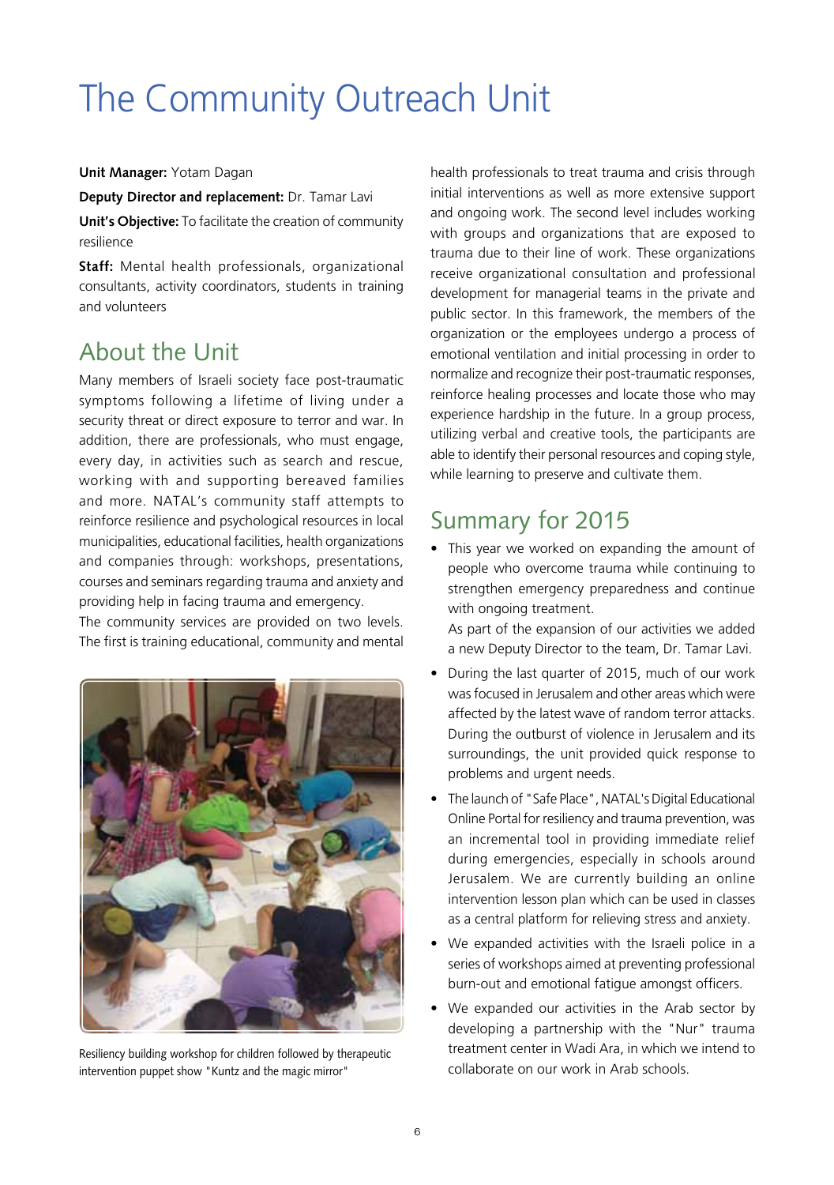# The Community Outreach Unit

**Unit Manager:** Yotam Dagan

**Deputy Director and replacement:** Dr. Tamar Lavi

**Unit's Objective:** To facilitate the creation of community resilience

**Staff:** Mental health professionals, organizational consultants, activity coordinators, students in training and volunteers

## About the Unit

Many members of Israeli society face post-traumatic symptoms following a lifetime of living under a security threat or direct exposure to terror and war. In addition, there are professionals, who must engage, every day, in activities such as search and rescue, working with and supporting bereaved families and more. NATAL's community staff attempts to reinforce resilience and psychological resources in local municipalities, educational facilities, health organizations and companies through: workshops, presentations, courses and seminars regarding trauma and anxiety and providing help in facing trauma and emergency.

The community services are provided on two levels. The first is training educational, community and mental health professionals to treat trauma and crisis through initial interventions as well as more extensive support and ongoing work. The second level includes working with groups and organizations that are exposed to trauma due to their line of work. These organizations receive organizational consultation and professional development for managerial teams in the private and public sector. In this framework, the members of the organization or the employees undergo a process of emotional ventilation and initial processing in order to normalize and recognize their post-traumatic responses, reinforce healing processes and locate those who may experience hardship in the future. In a group process, utilizing verbal and creative tools, the participants are able to identify their personal resources and coping style, while learning to preserve and cultivate them.

Resiliency building workshop for children followed by therapeutic intervention puppet show "Kuntz and the magic mirror"

## Summary for 2015

- This year we worked on expanding the amount of people who overcome trauma while continuing to strengthen emergency preparedness and continue with ongoing treatment.
  As part of the expansion of our activities we added a new Deputy Director to the team, Dr. Tamar Lavi.
- During the last quarter of 2015, much of our work was focused in Jerusalem and other areas which were affected by the latest wave of random terror attacks. During the outburst of violence in Jerusalem and its surroundings, the unit provided quick response to problems and urgent needs.
- The launch of "Safe Place", NATAL's Digital Educational Online Portal for resiliency and trauma prevention, was an incremental tool in providing immediate relief during emergencies, especially in schools around Jerusalem. We are currently building an online intervention lesson plan which can be used in classes as a central platform for relieving stress and anxiety.
- We expanded activities with the Israeli police in a series of workshops aimed at preventing professional burn-out and emotional fatigue amongst officers.
- We expanded our activities in the Arab sector by developing a partnership with the "Nur" trauma treatment center in Wadi Ara, in which we intend to collaborate on our work in Arab schools.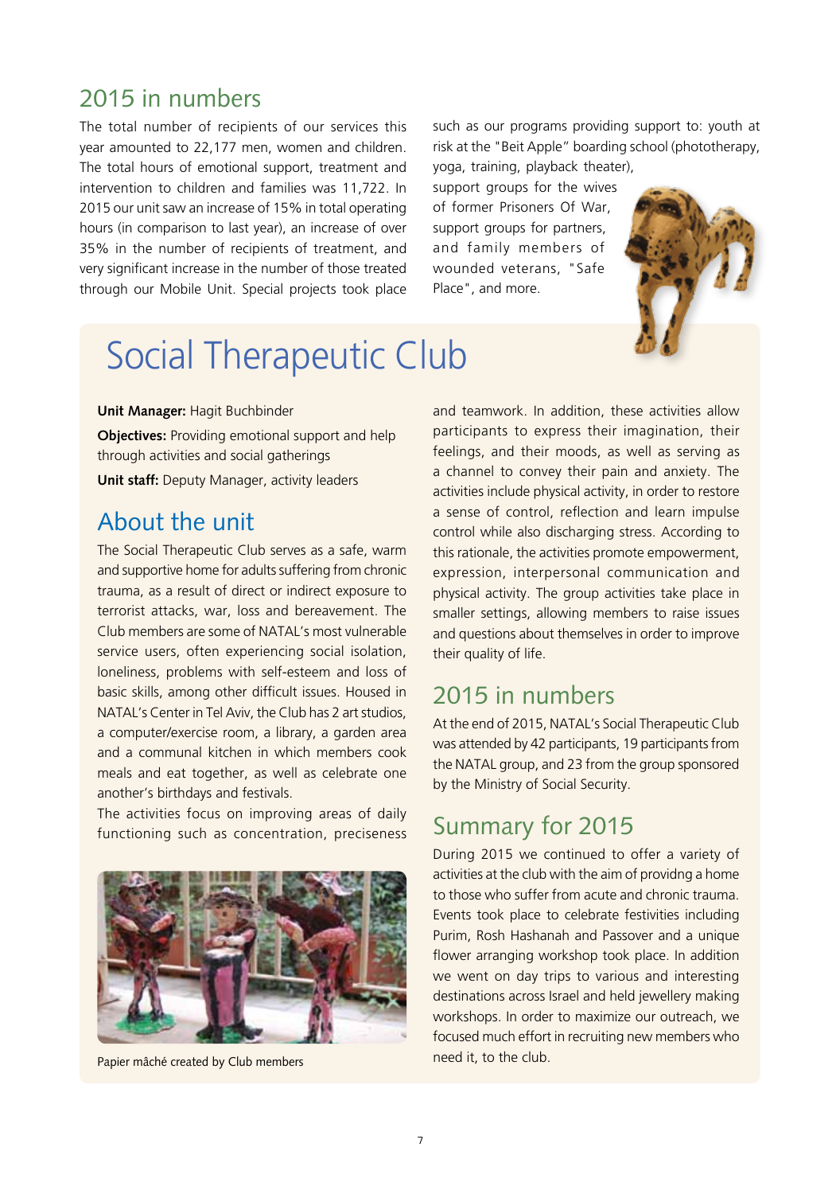## 2015 in numbers

The total number of recipients of our services this year amounted to 22,177 men, women and children. The total hours of emotional support, treatment and intervention to children and families was 11,722. In 2015 our unit saw an increase of 15% in total operating hours (in comparison to last year), an increase of over 35% in the number of recipients of treatment, and very significant increase in the number of those treated through our Mobile Unit. Special projects took place such as our programs providing support to: youth at risk at the "Beit Apple" boarding school (phototherapy, yoga, training, playback theater), support groups for the wives of former Prisoners Of War, support groups for partners, and family members of wounded veterans, "Safe Place", and more.

# Social Therapeutic Club

**Unit Manager:** Hagit Buchbinder

**Objectives:** Providing emotional support and help through activities and social gatherings

**Unit staff:** Deputy Manager, activity leaders

## About the unit

The Social Therapeutic Club serves as a safe, warm and supportive home for adults suffering from chronic trauma, as a result of direct or indirect exposure to terrorist attacks, war, loss and bereavement. The Club members are some of NATAL's most vulnerable service users, often experiencing social isolation, loneliness, problems with self-esteem and loss of basic skills, among other difficult issues. Housed in NATAL's Center in Tel Aviv, the Club has 2 art studios, a computer/exercise room, a library, a garden area and a communal kitchen in which members cook meals and eat together, as well as celebrate one another's birthdays and festivals.

The activities focus on improving areas of daily functioning such as concentration, preciseness and teamwork. In addition, these activities allow participants to express their imagination, their feelings, and their moods, as well as serving as a channel to convey their pain and anxiety. The activities include physical activity, in order to restore a sense of control, reflection and learn impulse control while also discharging stress. According to this rationale, the activities promote empowerment, expression, interpersonal communication and physical activity. The group activities take place in smaller settings, allowing members to raise issues and questions about themselves in order to improve their quality of life.

Papier mâché created by Club members

## 2015 in numbers

At the end of 2015, NATAL's Social Therapeutic Club was attended by 42 participants, 19 participants from the NATAL group, and 23 from the group sponsored by the Ministry of Social Security.

## Summary for 2015

During 2015 we continued to offer a variety of activities at the club with the aim of providng a home to those who suffer from acute and chronic trauma. Events took place to celebrate festivities including Purim, Rosh Hashanah and Passover and a unique flower arranging workshop took place. In addition we went on day trips to various and interesting destinations across Israel and held jewellery making workshops. In order to maximize our outreach, we focused much effort in recruiting new members who need it, to the club.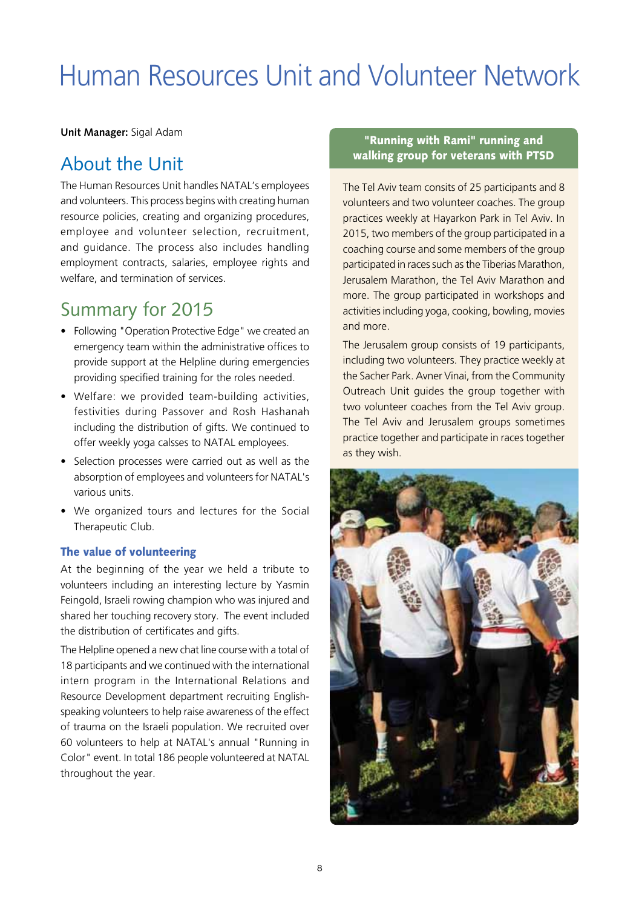# Human Resources Unit and Volunteer Network

**Unit Manager:** Sigal Adam

## About the Unit

The Human Resources Unit handles NATAL's employees and volunteers. This process begins with creating human resource policies, creating and organizing procedures, employee and volunteer selection, recruitment, and guidance. The process also includes handling employment contracts, salaries, employee rights and welfare, and termination of services.

## Summary for 2015

- Following "Operation Protective Edge" we created an emergency team within the administrative offices to provide support at the Helpline during emergencies providing specified training for the roles needed.
- Welfare: we provided team-building activities, festivities during Passover and Rosh Hashanah including the distribution of gifts. We continued to offer weekly yoga calsses to NATAL employees.
- Selection processes were carried out as well as the absorption of employees and volunteers for NATAL's various units.
- We organized tours and lectures for the Social Therapeutic Club.

### The value of volunteering

At the beginning of the year we held a tribute to volunteers including an interesting lecture by Yasmin Feingold, Israeli rowing champion who was injured and shared her touching recovery story. The event included the distribution of certificates and gifts.

The Helpline opened a new chat line course with a total of 18 participants and we continued with the international intern program in the International Relations and Resource Development department recruiting English-speaking volunteers to help raise awareness of the effect of trauma on the Israeli population. We recruited over 60 volunteers to help at NATAL's annual "Running in Color" event. In total 186 people volunteered at NATAL throughout the year.

### "Running with Rami" running and walking group for veterans with PTSD

The Tel Aviv team consits of 25 participants and 8 volunteers and two volunteer coaches. The group practices weekly at Hayarkon Park in Tel Aviv. In 2015, two members of the group participated in a coaching course and some members of the group participated in races such as the Tiberias Marathon, Jerusalem Marathon, the Tel Aviv Marathon and more. The group participated in workshops and activities including yoga, cooking, bowling, movies and more.

The Jerusalem group consists of 19 participants, including two volunteers. They practice weekly at the Sacher Park. Avner Vinai, from the Community Outreach Unit guides the group together with two volunteer coaches from the Tel Aviv group. The Tel Aviv and Jerusalem groups sometimes practice together and participate in races together as they wish.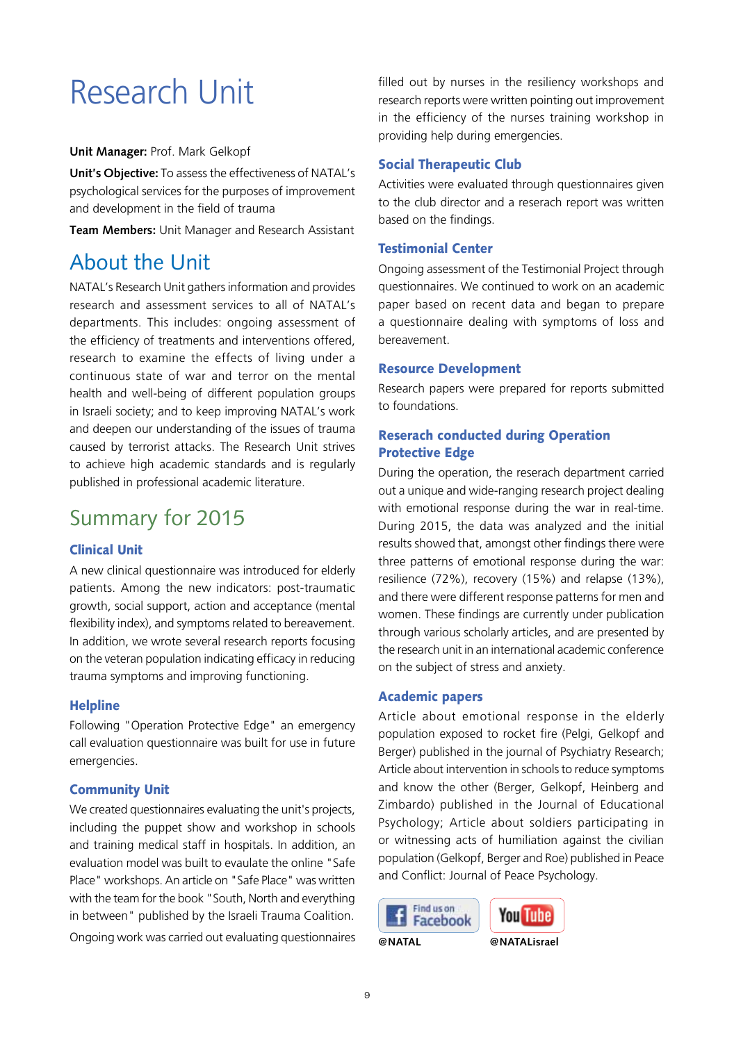# Research Unit

**Unit Manager:** Prof. Mark Gelkopf

**Unit's Objective:** To assess the effectiveness of NATAL's psychological services for the purposes of improvement and development in the field of trauma

**Team Members:** Unit Manager and Research Assistant

## About the Unit

NATAL's Research Unit gathers information and provides research and assessment services to all of NATAL's departments. This includes: ongoing assessment of the efficiency of treatments and interventions offered, research to examine the effects of living under a continuous state of war and terror on the mental health and well-being of different population groups in Israeli society; and to keep improving NATAL's work and deepen our understanding of the issues of trauma caused by terrorist attacks. The Research Unit strives to achieve high academic standards and is regularly published in professional academic literature.

## Summary for 2015

### Clinical Unit

A new clinical questionnaire was introduced for elderly patients. Among the new indicators: post-traumatic growth, social support, action and acceptance (mental flexibility index), and symptoms related to bereavement. In addition, we wrote several research reports focusing on the veteran population indicating efficacy in reducing trauma symptoms and improving functioning.

### Helpline

Following "Operation Protective Edge" an emergency call evaluation questionnaire was built for use in future emergencies.

### Community Unit

We created questionnaires evaluating the unit's projects, including the puppet show and workshop in schools and training medical staff in hospitals. In addition, an evaluation model was built to evaulate the online "Safe Place" workshops. An article on "Safe Place" was written with the team for the book "South, North and everything in between" published by the Israeli Trauma Coalition.

Ongoing work was carried out evaluating questionnaires filled out by nurses in the resiliency workshops and research reports were written pointing out improvement in the efficiency of the nurses training workshop in providing help during emergencies.

### Social Therapeutic Club

Activities were evaluated through questionnaires given to the club director and a reserach report was written based on the findings.

### Testimonial Center

Ongoing assessment of the Testimonial Project through questionnaires. We continued to work on an academic paper based on recent data and began to prepare a questionnaire dealing with symptoms of loss and bereavement.

### Resource Development

Research papers were prepared for reports submitted to foundations.

### Reserach conducted during Operation Protective Edge

During the operation, the reserach department carried out a unique and wide-ranging research project dealing with emotional response during the war in real-time. During 2015, the data was analyzed and the initial results showed that, amongst other findings there were three patterns of emotional response during the war: resilience (72%), recovery (15%) and relapse (13%), and there were different response patterns for men and women. These findings are currently under publication through various scholarly articles, and are presented by the research unit in an international academic conference on the subject of stress and anxiety.

### Academic papers

Article about emotional response in the elderly population exposed to rocket fire (Pelgi, Gelkopf and Berger) published in the journal of Psychiatry Research; Article about intervention in schools to reduce symptoms and know the other (Berger, Gelkopf, Heinberg and Zimbardo) published in the Journal of Educational Psychology; Article about soldiers participating in or witnessing acts of humiliation against the civilian population (Gelkopf, Berger and Roe) published in Peace and Conflict: Journal of Peace Psychology.

Find us on Facebook @NATAL

YouTube @NATALisrael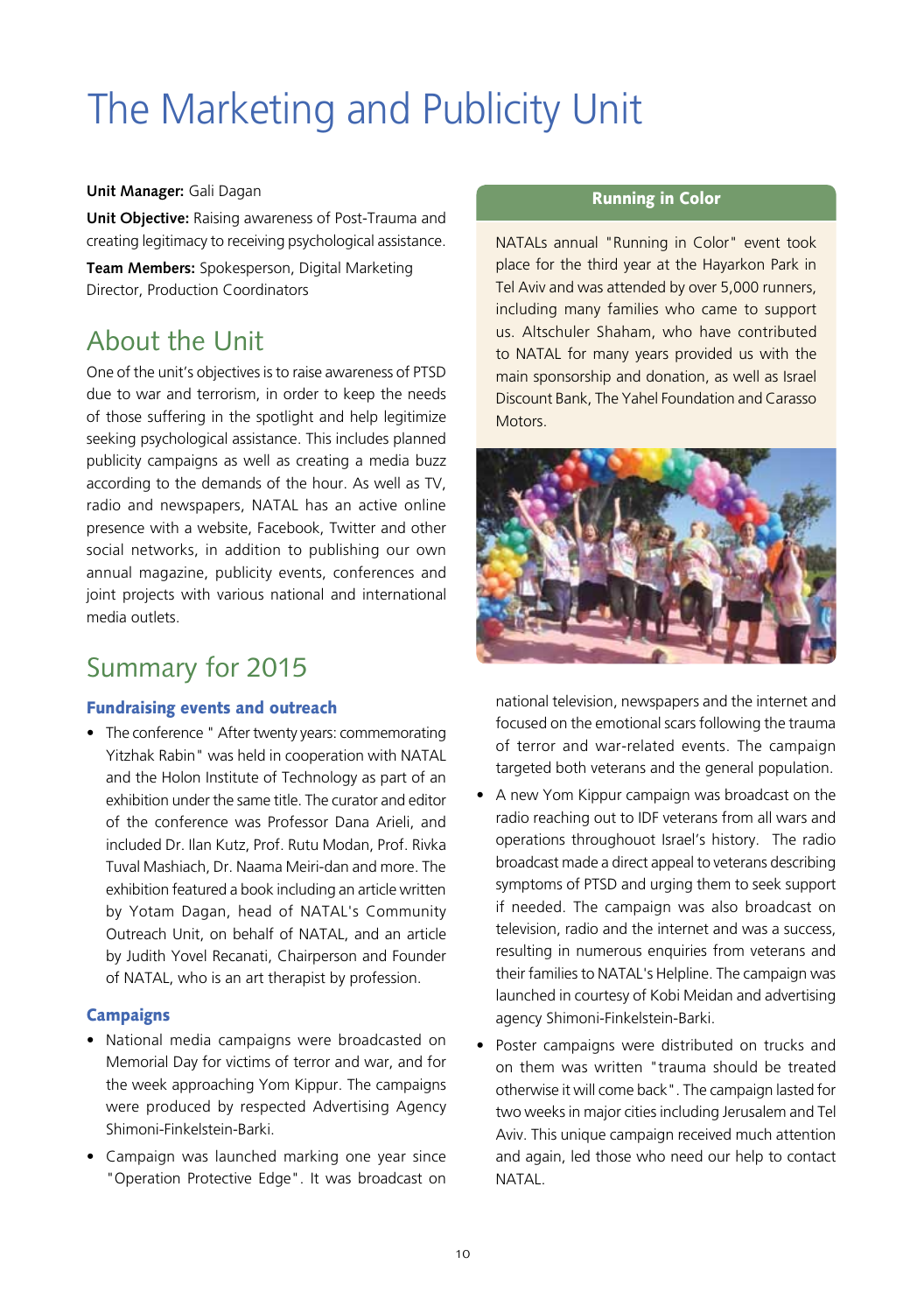# The Marketing and Publicity Unit

**Unit Manager:** Gali Dagan

**Unit Objective:** Raising awareness of Post-Trauma and creating legitimacy to receiving psychological assistance.

**Team Members:** Spokesperson, Digital Marketing Director, Production Coordinators

## About the Unit

One of the unit's objectives is to raise awareness of PTSD due to war and terrorism, in order to keep the needs of those suffering in the spotlight and help legitimize seeking psychological assistance. This includes planned publicity campaigns as well as creating a media buzz according to the demands of the hour. As well as TV, radio and newspapers, NATAL has an active online presence with a website, Facebook, Twitter and other social networks, in addition to publishing our own annual magazine, publicity events, conferences and joint projects with various national and international media outlets.

## Summary for 2015

### Fundraising events and outreach

- The conference " After twenty years: commemorating Yitzhak Rabin" was held in cooperation with NATAL and the Holon Institute of Technology as part of an exhibition under the same title. The curator and editor of the conference was Professor Dana Arieli, and included Dr. Ilan Kutz, Prof. Rutu Modan, Prof. Rivka Tuval Mashiach, Dr. Naama Meiri-dan and more. The exhibition featured a book including an article written by Yotam Dagan, head of NATAL's Community Outreach Unit, on behalf of NATAL, and an article by Judith Yovel Recanati, Chairperson and Founder of NATAL, who is an art therapist by profession.

### Campaigns

- National media campaigns were broadcasted on Memorial Day for victims of terror and war, and for the week approaching Yom Kippur. The campaigns were produced by respected Advertising Agency Shimoni-Finkelstein-Barki.
- Campaign was launched marking one year since "Operation Protective Edge". It was broadcast on national television, newspapers and the internet and focused on the emotional scars following the trauma of terror and war-related events. The campaign targeted both veterans and the general population.
- A new Yom Kippur campaign was broadcast on the radio reaching out to IDF veterans from all wars and operations throughout Israel's history. The radio broadcast made a direct appeal to veterans describing symptoms of PTSD and urging them to seek support if needed. The campaign was also broadcast on television, radio and the internet and was a success, resulting in numerous enquiries from veterans and their families to NATAL's Helpline. The campaign was launched in courtesy of Kobi Meidan and advertising agency Shimoni-Finkelstein-Barki.
- Poster campaigns were distributed on trucks and on them was written "trauma should be treated otherwise it will come back". The campaign lasted for two weeks in major cities including Jerusalem and Tel Aviv. This unique campaign received much attention and again, led those who need our help to contact NATAL.

### Running in Color

NATALs annual "Running in Color" event took place for the third year at the Hayarkon Park in Tel Aviv and was attended by over 5,000 runners, including many families who came to support us. Altschuler Shaham, who have contributed to NATAL for many years provided us with the main sponsorship and donation, as well as Israel Discount Bank, The Yahel Foundation and Carasso Motors.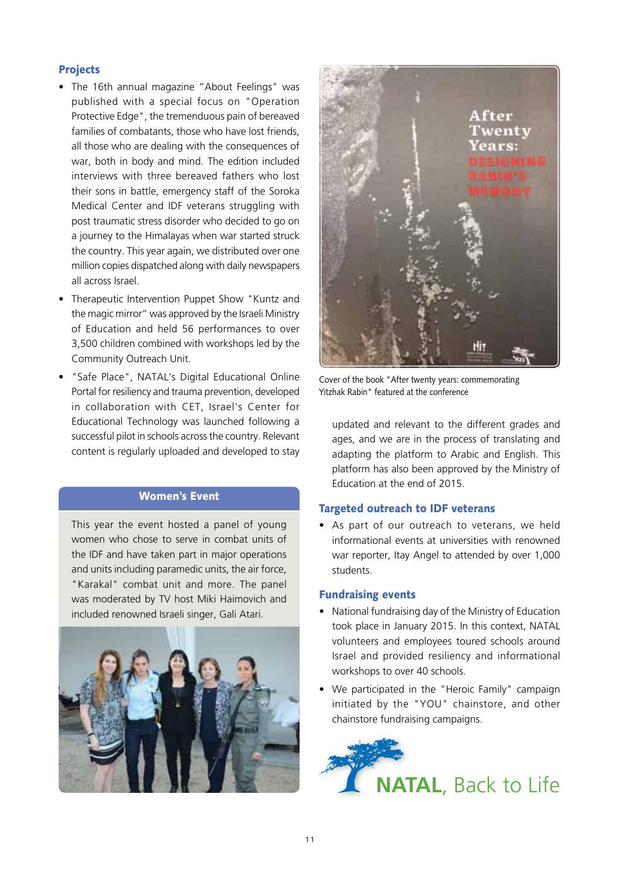## Projects

- The 16th annual magazine "About Feelings" was published with a special focus on "Operation Protective Edge", the tremenduous pain of bereaved families of combatants, those who have lost friends, all those who are dealing with the consequences of war, both in body and mind. The edition included interviews with three bereaved fathers who lost their sons in battle, emergency staff of the Soroka Medical Center and IDF veterans struggling with post traumatic stress disorder who decided to go on a journey to the Himalayas when war started struck the country. This year again, we distributed over one million copies dispatched along with daily newspapers all across Israel.
- Therapeutic Intervention Puppet Show "Kuntz and the magic mirror" was approved by the Israeli Ministry of Education and held 56 performances to over 3,500 children combined with workshops led by the Community Outreach Unit.
- "Safe Place", NATAL's Digital Educational Online Portal for resiliency and trauma prevention, developed in collaboration with CET, Israel's Center for Educational Technology was launched following a successful pilot in schools across the country. Relevant content is regularly uploaded and developed to stay updated and relevant to the different grades and ages, and we are in the process of translating and adapting the platform to Arabic and English. This platform has also been approved by the Ministry of Education at the end of 2015.

### Women's Event

This year the event hosted a panel of young women who chose to serve in combat units of the IDF and have taken part in major operations and units including paramedic units, the air force, "Karakal" combat unit and more. The panel was moderated by TV host Miki Haimovich and included renowned Israeli singer, Gali Atari.

Cover of the book "After twenty years: commemorating Yitzhak Rabin" featured at the conference

## Targeted outreach to IDF veterans

- As part of our outreach to veterans, we held informational events at universities with renowned war reporter, Itay Angel to attended by over 1,000 students.

## Fundraising events

- National fundraising day of the Ministry of Education took place in January 2015. In this context, NATAL volunteers and employees toured schools around Israel and provided resiliency and informational workshops to over 40 schools.
- We participated in the "Heroic Family" campaign initiated by the "YOU" chainstore, and other chainstore fundraising campaigns.

**NATAL**, Back to Life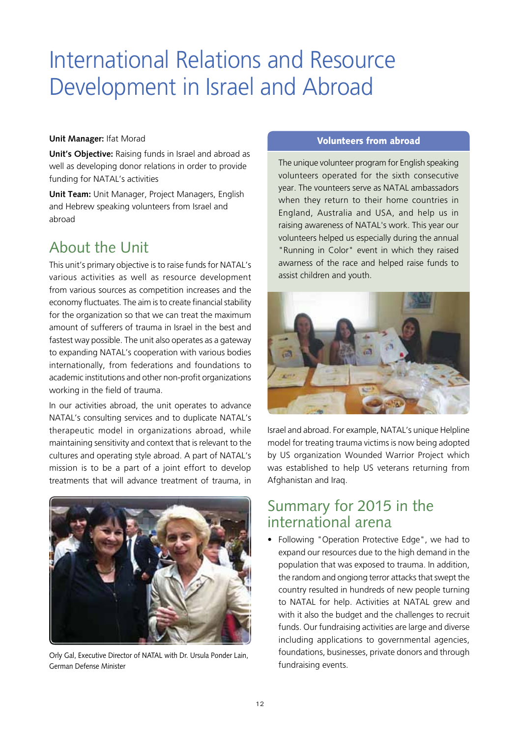# International Relations and Resource Development in Israel and Abroad

**Unit Manager:** Ifat Morad

**Unit's Objective:** Raising funds in Israel and abroad as well as developing donor relations in order to provide funding for NATAL's activities

**Unit Team:** Unit Manager, Project Managers, English and Hebrew speaking volunteers from Israel and abroad

## About the Unit

This unit's primary objective is to raise funds for NATAL's various activities as well as resource development from various sources as competition increases and the economy fluctuates. The aim is to create financial stability for the organization so that we can treat the maximum amount of sufferers of trauma in Israel in the best and fastest way possible. The unit also operates as a gateway to expanding NATAL's cooperation with various bodies internationally, from federations and foundations to academic institutions and other non-profit organizations working in the field of trauma.

In our activities abroad, the unit operates to advance NATAL's consulting services and to duplicate NATAL's therapeutic model in organizations abroad, while maintaining sensitivity and context that is relevant to the cultures and operating style abroad. A part of NATAL's mission is to be a part of a joint effort to develop treatments that will advance treatment of trauma, in Israel and abroad. For example, NATAL's unique Helpline model for treating trauma victims is now being adopted by US organization Wounded Warrior Project which was established to help US veterans returning from Afghanistan and Iraq.

Orly Gal, Executive Director of NATAL with Dr. Ursula Ponder Lain, German Defense Minister

### Volunteers from abroad

The unique volunteer program for English speaking volunteers operated for the sixth consecutive year. The vounteers serve as NATAL ambassadors when they return to their home countries in England, Australia and USA, and help us in raising awareness of NATAL's work. This year our volunteers helped us especially during the annual "Running in Color" event in which they raised awarness of the race and helped raise funds to assist children and youth.

## Summary for 2015 in the international arena

- Following "Operation Protective Edge", we had to expand our resources due to the high demand in the population that was exposed to trauma. In addition, the random and ongiong terror attacks that swept the country resulted in hundreds of new people turning to NATAL for help. Activities at NATAL grew and with it also the budget and the challenges to recruit funds. Our fundraising activities are large and diverse including applications to governmental agencies, foundations, businesses, private donors and through fundraising events.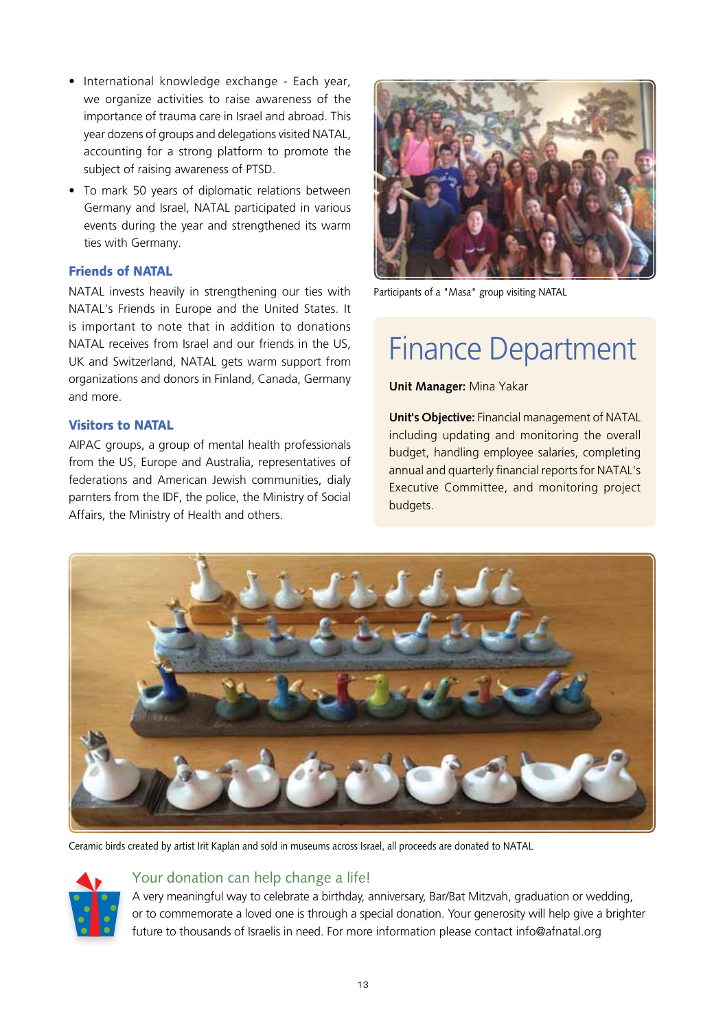- International knowledge exchange - Each year, we organize activities to raise awareness of the importance of trauma care in Israel and abroad. This year dozens of groups and delegations visited NATAL, accounting for a strong platform to promote the subject of raising awareness of PTSD.
- To mark 50 years of diplomatic relations between Germany and Israel, NATAL participated in various events during the year and strengthened its warm ties with Germany.

### Friends of NATAL

NATAL invests heavily in strengthening our ties with NATAL's Friends in Europe and the United States. It is important to note that in addition to donations NATAL receives from Israel and our friends in the US, UK and Switzerland, NATAL gets warm support from organizations and donors in Finland, Canada, Germany and more.

### Visitors to NATAL

AIPAC groups, a group of mental health professionals from the US, Europe and Australia, representatives of federations and American Jewish communities, dialy parnters from the IDF, the police, the Ministry of Social Affairs, the Ministry of Health and others.

Participants of a "Masa" group visiting NATAL

## Finance Department

**Unit Manager:** Mina Yakar

**Unit's Objective:** Financial management of NATAL including updating and monitoring the overall budget, handling employee salaries, completing annual and quarterly financial reports for NATAL's Executive Committee, and monitoring project budgets.

Ceramic birds created by artist Irit Kaplan and sold in museums across Israel, all proceeds are donated to NATAL

### Your donation can help change a life!

A very meaningful way to celebrate a birthday, anniversary, Bar/Bat Mitzvah, graduation or wedding, or to commemorate a loved one is through a special donation. Your generosity will help give a brighter future to thousands of Israelis in need. For more information please contact info@afnatal.org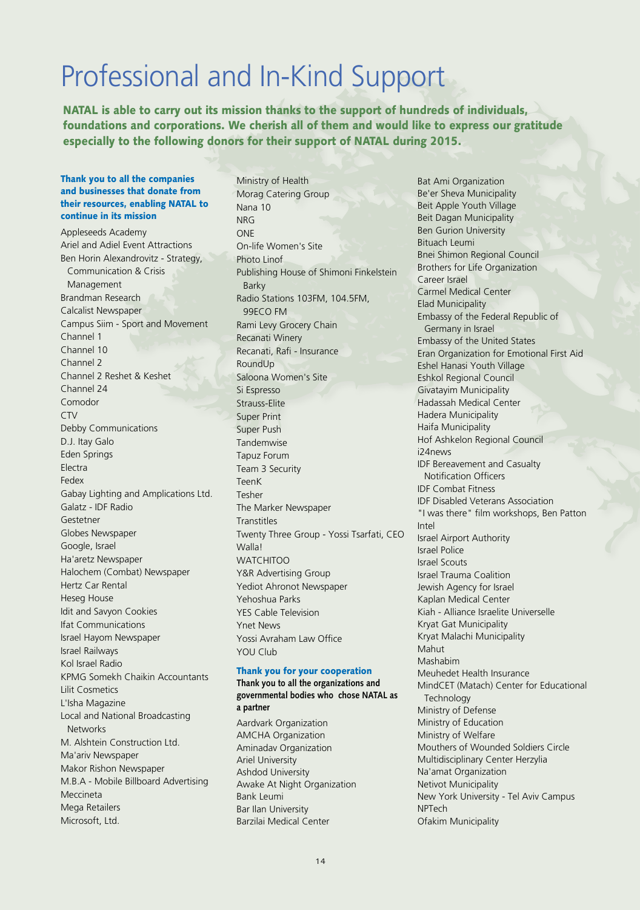# Professional and In-Kind Support

**NATAL is able to carry out its mission thanks to the support of hundreds of individuals, foundations and corporations. We cherish all of them and would like to express our gratitude especially to the following donors for their support of NATAL during 2015.**

**Thank you to all the companies and businesses that donate from their resources, enabling NATAL to continue in its mission**

Appleseeds Academy
Ariel and Adiel Event Attractions
Ben Horin Alexandrovitz - Strategy, Communication & Crisis Management
Brandman Research
Calcalist Newspaper
Campus Siim - Sport and Movement
Channel 1
Channel 10
Channel 2
Channel 2 Reshet & Keshet
Channel 24
Comodor
CTV
Debby Communications
D.J. Itay Galo
Eden Springs
Electra
Fedex
Gabay Lighting and Amplications Ltd.
Galatz - IDF Radio
Gestetner
Globes Newspaper
Google, Israel
Ha'aretz Newspaper
Halochem (Combat) Newspaper
Hertz Car Rental
Heseg House
Idit and Savyon Cookies
Ifat Communications
Israel Hayom Newspaper
Israel Railways
Kol Israel Radio
KPMG Somekh Chaikin Accountants
Lilit Cosmetics
L'Isha Magazine
Local and National Broadcasting Networks
M. Alshtein Construction Ltd.
Ma'ariv Newspaper
Makor Rishon Newspaper
M.B.A - Mobile Billboard Advertising
Meccineta
Mega Retailers
Microsoft, Ltd.
Ministry of Health
Morag Catering Group
Nana 10
NRG
ONE
On-life Women's Site
Photo Linof
Publishing House of Shimoni Finkelstein Barky
Radio Stations 103FM, 104.5FM, 99ECO FM
Rami Levy Grocery Chain
Recanati Winery
Recanati, Rafi - Insurance
RoundUp
Saloona Women's Site
Si Espresso
Strauss-Elite
Super Print
Super Push
Tandemwise
Tapuz Forum
Team 3 Security
TeenK
Tesher
The Marker Newspaper
Transtitles
Twenty Three Group - Yossi Tsarfati, CEO
Walla!
WATCHITOO
Y&R Advertising Group
Yediot Ahronot Newspaper
Yehoshua Parks
YES Cable Television
Ynet News
Yossi Avraham Law Office
YOU Club

**Thank you for your cooperation**

**Thank you to all the organizations and governmental bodies who chose NATAL as a partner**

Aardvark Organization
AMCHA Organization
Aminadav Organization
Ariel University
Ashdod University
Awake At Night Organization
Bank Leumi
Bar Ilan University
Barzilai Medical Center
Bat Ami Organization
Be'er Sheva Municipality
Beit Apple Youth Village
Beit Dagan Municipality
Ben Gurion University
Bituach Leumi
Bnei Shimon Regional Council
Brothers for Life Organization
Career Israel
Carmel Medical Center
Elad Municipality
Embassy of the Federal Republic of Germany in Israel
Embassy of the United States
Eran Organization for Emotional First Aid
Eshel Hanasi Youth Village
Eshkol Regional Council
Givatayim Municipality
Hadassah Medical Center
Hadera Municipality
Haifa Municipality
Hof Ashkelon Regional Council
i24news
IDF Bereavement and Casualty Notification Officers
IDF Combat Fitness
IDF Disabled Veterans Association
"I was there" film workshops, Ben Patton
Intel
Israel Airport Authority
Israel Police
Israel Scouts
Israel Trauma Coalition
Jewish Agency for Israel
Kaplan Medical Center
Kiah - Alliance Israelite Universelle
Kryat Gat Municipality
Kryat Malachi Municipality
Mahut
Mashabim
Meuhedet Health Insurance
MindCET (Matach) Center for Educational Technology
Ministry of Defense
Ministry of Education
Ministry of Welfare
Mouthers of Wounded Soldiers Circle
Multidisciplinary Center Herzylia
Na'amat Organization
Netivot Municipality
New York University - Tel Aviv Campus
NPTech
Ofakim Municipality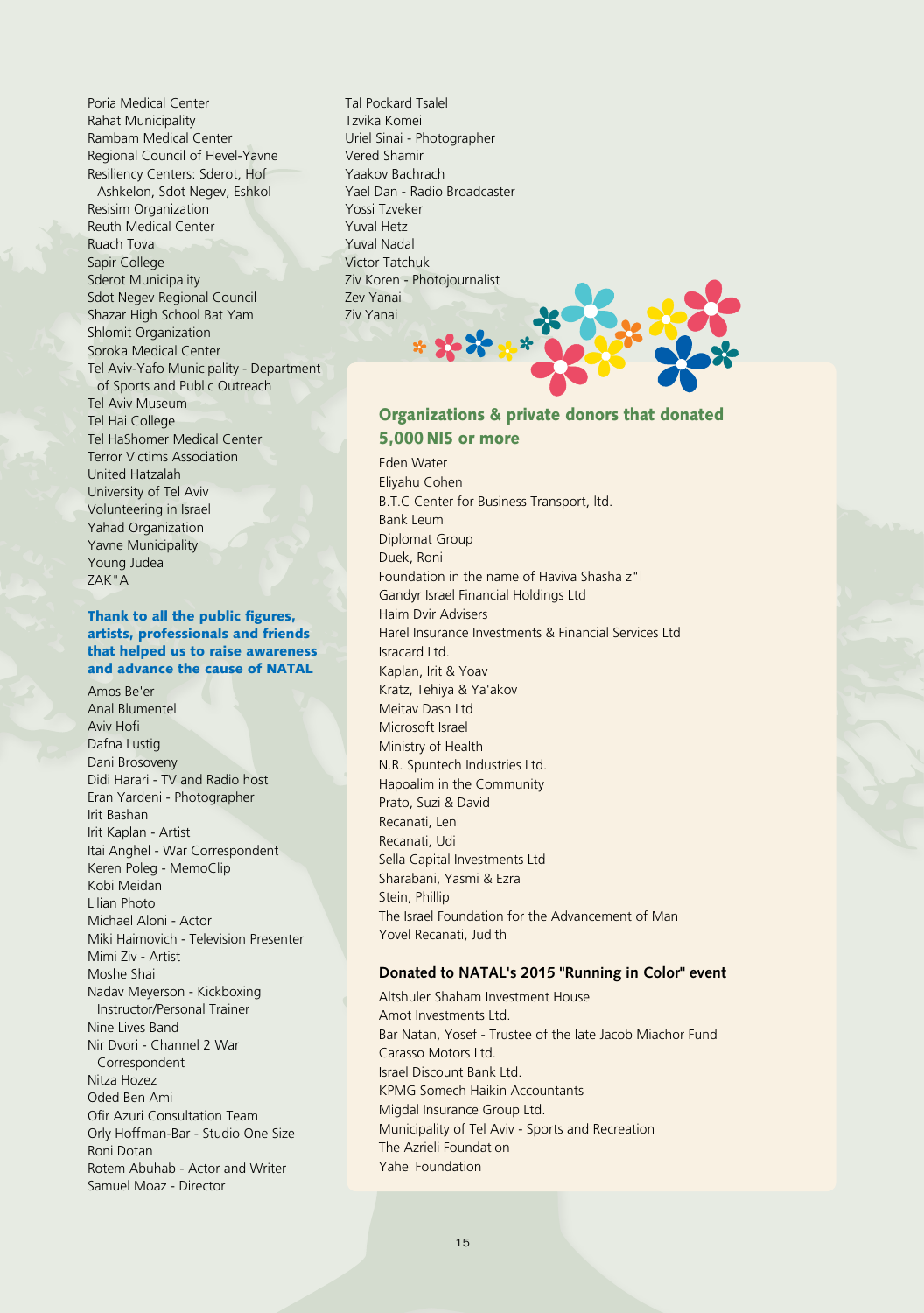Poria Medical Center
Rahat Municipality
Rambam Medical Center
Regional Council of Hevel-Yavne
Resiliency Centers: Sderot, Hof Ashkelon, Sdot Negev, Eshkol
Resisim Organization
Reuth Medical Center
Ruach Tova
Sapir College
Sderot Municipality
Sdot Negev Regional Council
Shazar High School Bat Yam
Shlomit Organization
Soroka Medical Center
Tel Aviv-Yafo Municipality - Department of Sports and Public Outreach
Tel Aviv Museum
Tel Hai College
Tel HaShomer Medical Center
Terror Victims Association
United Hatzalah
University of Tel Aviv
Volunteering in Israel
Yahad Organization
Yavne Municipality
Young Judea
ZAK"A

### Thank to all the public figures, artists, professionals and friends that helped us to raise awareness and advance the cause of NATAL

Amos Be'er
Anal Blumentel
Aviv Hofi
Dafna Lustig
Dani Brosoveny
Didi Harari - TV and Radio host
Eran Yardeni - Photographer
Irit Bashan
Irit Kaplan - Artist
Itai Anghel - War Correspondent
Keren Poleg - MemoClip
Kobi Meidan
Lilian Photo
Michael Aloni - Actor
Miki Haimovich - Television Presenter
Mimi Ziv - Artist
Moshe Shai
Nadav Meyerson - Kickboxing Instructor/Personal Trainer
Nine Lives Band
Nir Dvori - Channel 2 War Correspondent
Nitza Hozez
Oded Ben Ami
Ofir Azuri Consultation Team
Orly Hoffman-Bar - Studio One Size
Roni Dotan
Rotem Abuhab - Actor and Writer
Samuel Moaz - Director
Tal Pockard Tsalel
Tzvika Komei
Uriel Sinai - Photographer
Vered Shamir
Yaakov Bachrach
Yael Dan - Radio Broadcaster
Yossi Tzveker
Yuval Hetz
Yuval Nadal
Victor Tatchuk
Ziv Koren - Photojournalist
Zev Yanai
Ziv Yanai

### Organizations & private donors that donated 5,000 NIS or more

Eden Water
Eliyahu Cohen
B.T.C Center for Business Transport, ltd.
Bank Leumi
Diplomat Group
Duek, Roni
Foundation in the name of Haviva Shasha z"l
Gandyr Israel Financial Holdings Ltd
Haim Dvir Advisers
Harel Insurance Investments & Financial Services Ltd
Isracard Ltd.
Kaplan, Irit & Yoav
Kratz, Tehiya & Ya'akov
Meitav Dash Ltd
Microsoft Israel
Ministry of Health
N.R. Spuntech Industries Ltd.
Hapoalim in the Community
Prato, Suzi & David
Recanati, Leni
Recanati, Udi
Sella Capital Investments Ltd
Sharabani, Yasmi & Ezra
Stein, Phillip
The Israel Foundation for the Advancement of Man
Yovel Recanati, Judith

### Donated to NATAL's 2015 "Running in Color" event

Altshuler Shaham Investment House
Amot Investments Ltd.
Bar Natan, Yosef - Trustee of the late Jacob Miachor Fund
Carasso Motors Ltd.
Israel Discount Bank Ltd.
KPMG Somech Haikin Accountants
Migdal Insurance Group Ltd.
Municipality of Tel Aviv - Sports and Recreation
The Azrieli Foundation
Yahel Foundation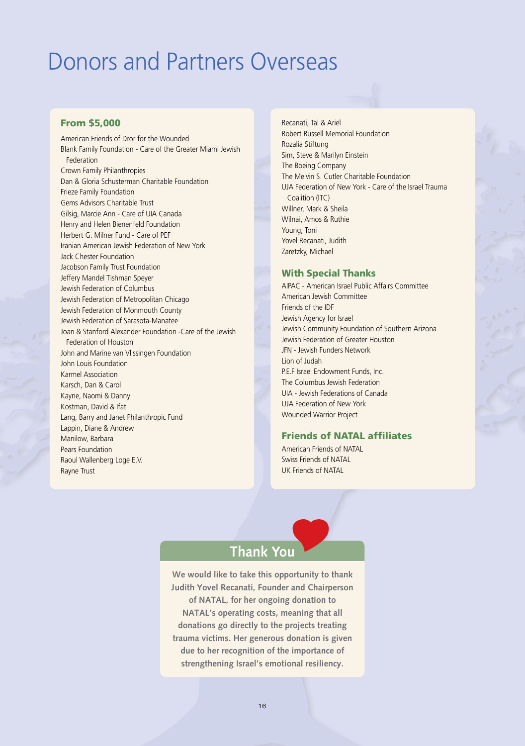# Donors and Partners Overseas

### From $5,000

American Friends of Dror for the Wounded
Blank Family Foundation - Care of the Greater Miami Jewish Federation
Crown Family Philanthropies
Dan & Gloria Schusterman Charitable Foundation
Frieze Family Foundation
Gems Advisors Charitable Trust
Gilsig, Marcie Ann - Care of UIA Canada
Henry and Helen Bienenfeld Foundation
Herbert G. Milner Fund - Care of PEF
Iranian American Jewish Federation of New York
Jack Chester Foundation
Jacobson Family Trust Foundation
Jeffery Mandel Tishman Speyer
Jewish Federation of Columbus
Jewish Federation of Metropolitan Chicago
Jewish Federation of Monmouth County
Jewish Federation of Sarasota-Manatee
Joan & Stanford Alexander Foundation -Care of the Jewish Federation of Houston
John and Marine van Vlissingen Foundation
John Louis Foundation
Karmel Association
Karsch, Dan & Carol
Kayne, Naomi & Danny
Kostman, David & Ifat
Lang, Barry and Janet Philanthropic Fund
Lappin, Diane & Andrew
Manilow, Barbara
Pears Foundation
Raoul Wallenberg Loge E.V.
Rayne Trust
Recanati, Tal & Ariel
Robert Russell Memorial Foundation
Rozalia Stiftung
Sim, Steve & Marilyn Einstein
The Boeing Company
The Melvin S. Cutler Charitable Foundation
UJA Federation of New York - Care of the Israel Trauma Coalition (ITC)
Willner, Mark & Sheila
Wilnai, Amos & Ruthie
Young, Toni
Yovel Recanati, Judith
Zaretzky, Michael

### With Special Thanks

AIPAC - American Israel Public Affairs Committee
American Jewish Committee
Friends of the IDF
Jewish Agency for Israel
Jewish Community Foundation of Southern Arizona
Jewish Federation of Greater Houston
JFN - Jewish Funders Network
Lion of Judah
P.E.F Israel Endowment Funds, Inc.
The Columbus Jewish Federation
UIA - Jewish Federations of Canada
UJA Federation of New York
Wounded Warrior Project

### Friends of NATAL affiliates

American Friends of NATAL
Swiss Friends of NATAL
UK Friends of NATAL

## Thank You

**We would like to take this opportunity to thank Judith Yovel Recanati, Founder and Chairperson of NATAL, for her ongoing donation to NATAL's operating costs, meaning that all donations go directly to the projects treating trauma victims. Her generous donation is given due to her recognition of the importance of strengthening Israel's emotional resiliency.**